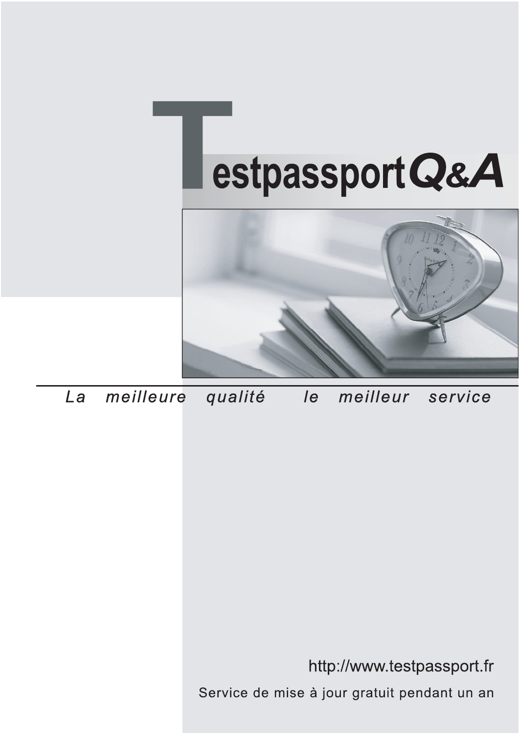# Testpassport Q&A

*La meilleure qualité le meilleur service*

http://www.testpassport.fr

Service de mise à jour gratuit pendant un an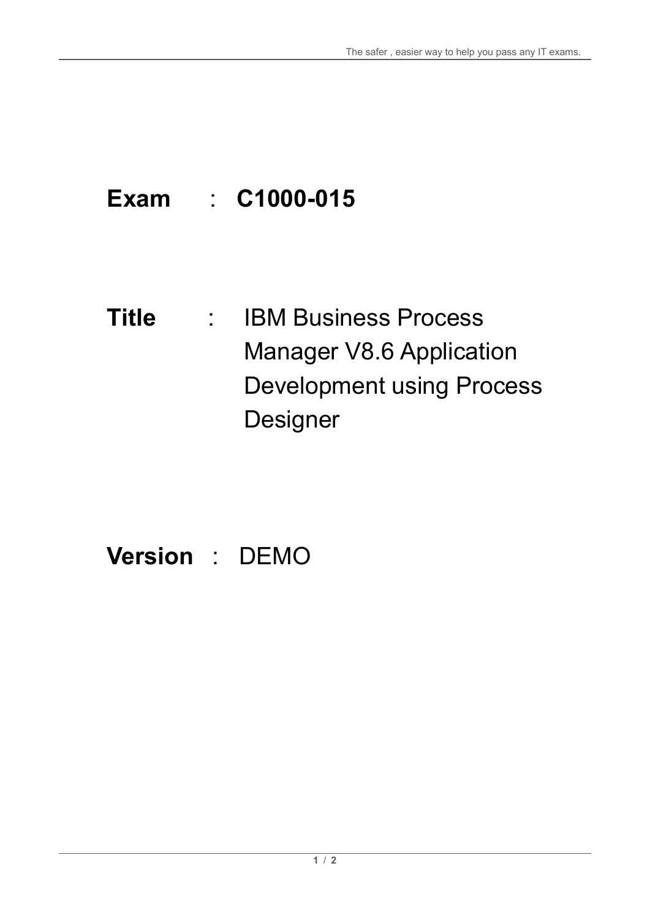**Exam** : **C1000-015**

**Title** : IBM Business Process Manager V8.6 Application Development using Process Designer

**Version** : DEMO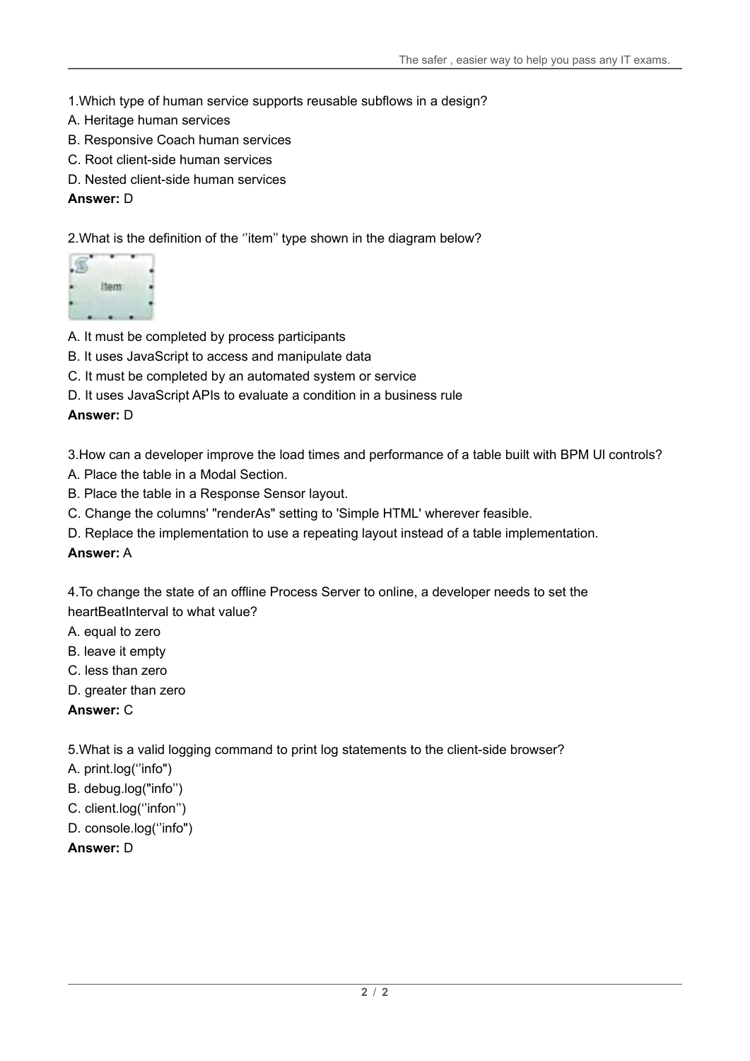1.Which type of human service supports reusable subflows in a design?

A. Heritage human services

B. Responsive Coach human services

C. Root client-side human services

D. Nested client-side human services

**Answer:** D

2.What is the definition of the ''item'' type shown in the diagram below?

A. It must be completed by process participants

B. It uses JavaScript to access and manipulate data

C. It must be completed by an automated system or service

D. It uses JavaScript APIs to evaluate a condition in a business rule

**Answer:** D

3.How can a developer improve the load times and performance of a table built with BPM UI controls?

A. Place the table in a Modal Section.

B. Place the table in a Response Sensor layout.

C. Change the columns' "renderAs" setting to 'Simple HTML' wherever feasible.

D. Replace the implementation to use a repeating layout instead of a table implementation.

**Answer:** A

4.To change the state of an offline Process Server to online, a developer needs to set the heartBeatInterval to what value?

A. equal to zero

B. leave it empty

C. less than zero

D. greater than zero

**Answer:** C

5.What is a valid logging command to print log statements to the client-side browser?

A. print.log(''info")

B. debug.log("info'')

C. client.log(''infon'')

D. console.log(''info")

**Answer:** D